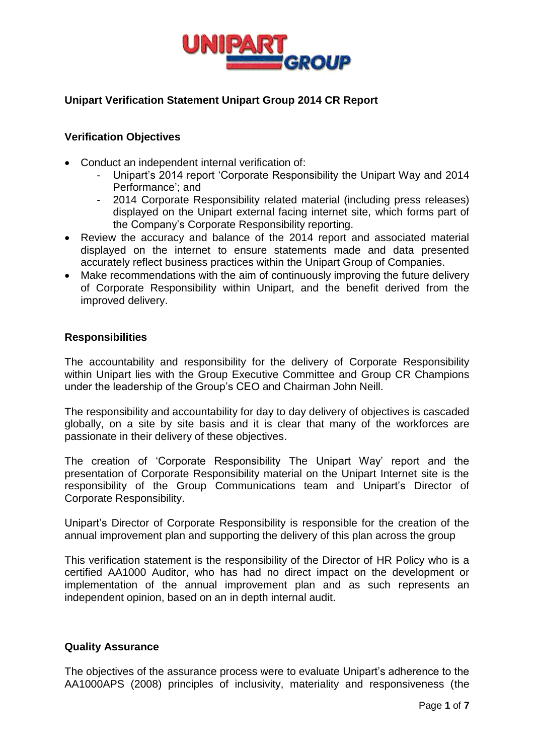**Unipart Verification Statement Unipart Group 2014 CR Report**

**Verification Objectives**

- Conduct an independent internal verification of:
  - Unipart's 2014 report 'Corporate Responsibility the Unipart Way and 2014 Performance'; and
  - 2014 Corporate Responsibility related material (including press releases) displayed on the Unipart external facing internet site, which forms part of the Company's Corporate Responsibility reporting.
- Review the accuracy and balance of the 2014 report and associated material displayed on the internet to ensure statements made and data presented accurately reflect business practices within the Unipart Group of Companies.
- Make recommendations with the aim of continuously improving the future delivery of Corporate Responsibility within Unipart, and the benefit derived from the improved delivery.

**Responsibilities**

The accountability and responsibility for the delivery of Corporate Responsibility within Unipart lies with the Group Executive Committee and Group CR Champions under the leadership of the Group's CEO and Chairman John Neill.

The responsibility and accountability for day to day delivery of objectives is cascaded globally, on a site by site basis and it is clear that many of the workforces are passionate in their delivery of these objectives.

The creation of 'Corporate Responsibility The Unipart Way' report and the presentation of Corporate Responsibility material on the Unipart Internet site is the responsibility of the Group Communications team and Unipart's Director of Corporate Responsibility.

Unipart's Director of Corporate Responsibility is responsible for the creation of the annual improvement plan and supporting the delivery of this plan across the group

This verification statement is the responsibility of the Director of HR Policy who is a certified AA1000 Auditor, who has had no direct impact on the development or implementation of the annual improvement plan and as such represents an independent opinion, based on an in depth internal audit.

**Quality Assurance**

The objectives of the assurance process were to evaluate Unipart's adherence to the AA1000APS (2008) principles of inclusivity, materiality and responsiveness (the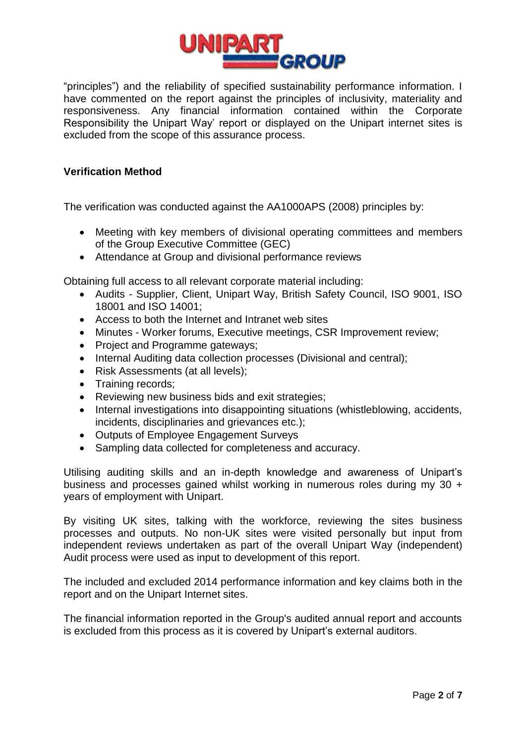"principles") and the reliability of specified sustainability performance information. I have commented on the report against the principles of inclusivity, materiality and responsiveness. Any financial information contained within the Corporate Responsibility the Unipart Way' report or displayed on the Unipart internet sites is excluded from the scope of this assurance process.

**Verification Method**

The verification was conducted against the AA1000APS (2008) principles by:

- Meeting with key members of divisional operating committees and members of the Group Executive Committee (GEC)
- Attendance at Group and divisional performance reviews

Obtaining full access to all relevant corporate material including:

- Audits - Supplier, Client, Unipart Way, British Safety Council, ISO 9001, ISO 18001 and ISO 14001;
- Access to both the Internet and Intranet web sites
- Minutes - Worker forums, Executive meetings, CSR Improvement review;
- Project and Programme gateways;
- Internal Auditing data collection processes (Divisional and central);
- Risk Assessments (at all levels);
- Training records;
- Reviewing new business bids and exit strategies;
- Internal investigations into disappointing situations (whistleblowing, accidents, incidents, disciplinaries and grievances etc.);
- Outputs of Employee Engagement Surveys
- Sampling data collected for completeness and accuracy.

Utilising auditing skills and an in-depth knowledge and awareness of Unipart's business and processes gained whilst working in numerous roles during my 30 + years of employment with Unipart.

By visiting UK sites, talking with the workforce, reviewing the sites business processes and outputs. No non-UK sites were visited personally but input from independent reviews undertaken as part of the overall Unipart Way (independent) Audit process were used as input to development of this report.

The included and excluded 2014 performance information and key claims both in the report and on the Unipart Internet sites.

The financial information reported in the Group's audited annual report and accounts is excluded from this process as it is covered by Unipart's external auditors.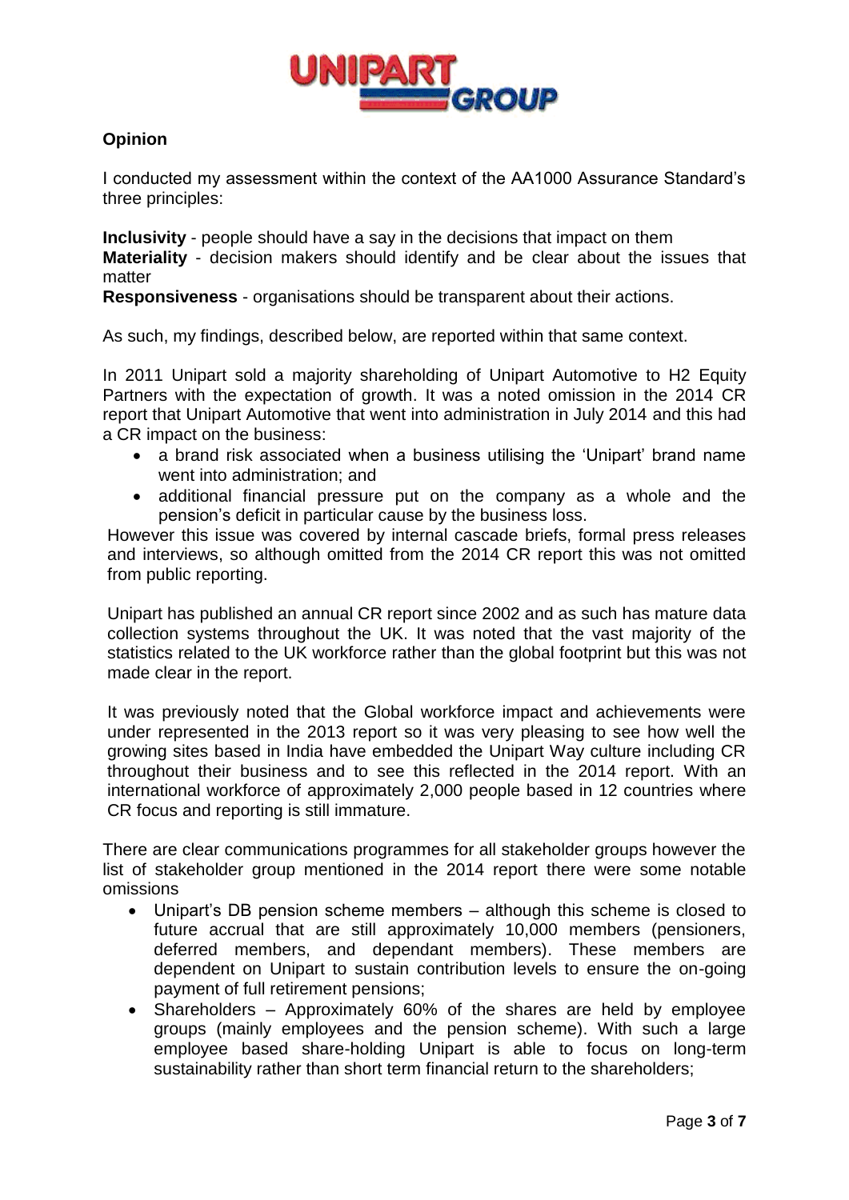**Opinion**

I conducted my assessment within the context of the AA1000 Assurance Standard's three principles:

**Inclusivity** - people should have a say in the decisions that impact on them
**Materiality** - decision makers should identify and be clear about the issues that matter
**Responsiveness** - organisations should be transparent about their actions.

As such, my findings, described below, are reported within that same context.

In 2011 Unipart sold a majority shareholding of Unipart Automotive to H2 Equity Partners with the expectation of growth. It was a noted omission in the 2014 CR report that Unipart Automotive that went into administration in July 2014 and this had a CR impact on the business:

- a brand risk associated when a business utilising the 'Unipart' brand name went into administration; and
- additional financial pressure put on the company as a whole and the pension's deficit in particular cause by the business loss.

However this issue was covered by internal cascade briefs, formal press releases and interviews, so although omitted from the 2014 CR report this was not omitted from public reporting.

Unipart has published an annual CR report since 2002 and as such has mature data collection systems throughout the UK. It was noted that the vast majority of the statistics related to the UK workforce rather than the global footprint but this was not made clear in the report.

It was previously noted that the Global workforce impact and achievements were under represented in the 2013 report so it was very pleasing to see how well the growing sites based in India have embedded the Unipart Way culture including CR throughout their business and to see this reflected in the 2014 report. With an international workforce of approximately 2,000 people based in 12 countries where CR focus and reporting is still immature.

There are clear communications programmes for all stakeholder groups however the list of stakeholder group mentioned in the 2014 report there were some notable omissions

- Unipart's DB pension scheme members – although this scheme is closed to future accrual that are still approximately 10,000 members (pensioners, deferred members, and dependant members). These members are dependent on Unipart to sustain contribution levels to ensure the on-going payment of full retirement pensions;
- Shareholders – Approximately 60% of the shares are held by employee groups (mainly employees and the pension scheme). With such a large employee based share-holding Unipart is able to focus on long-term sustainability rather than short term financial return to the shareholders;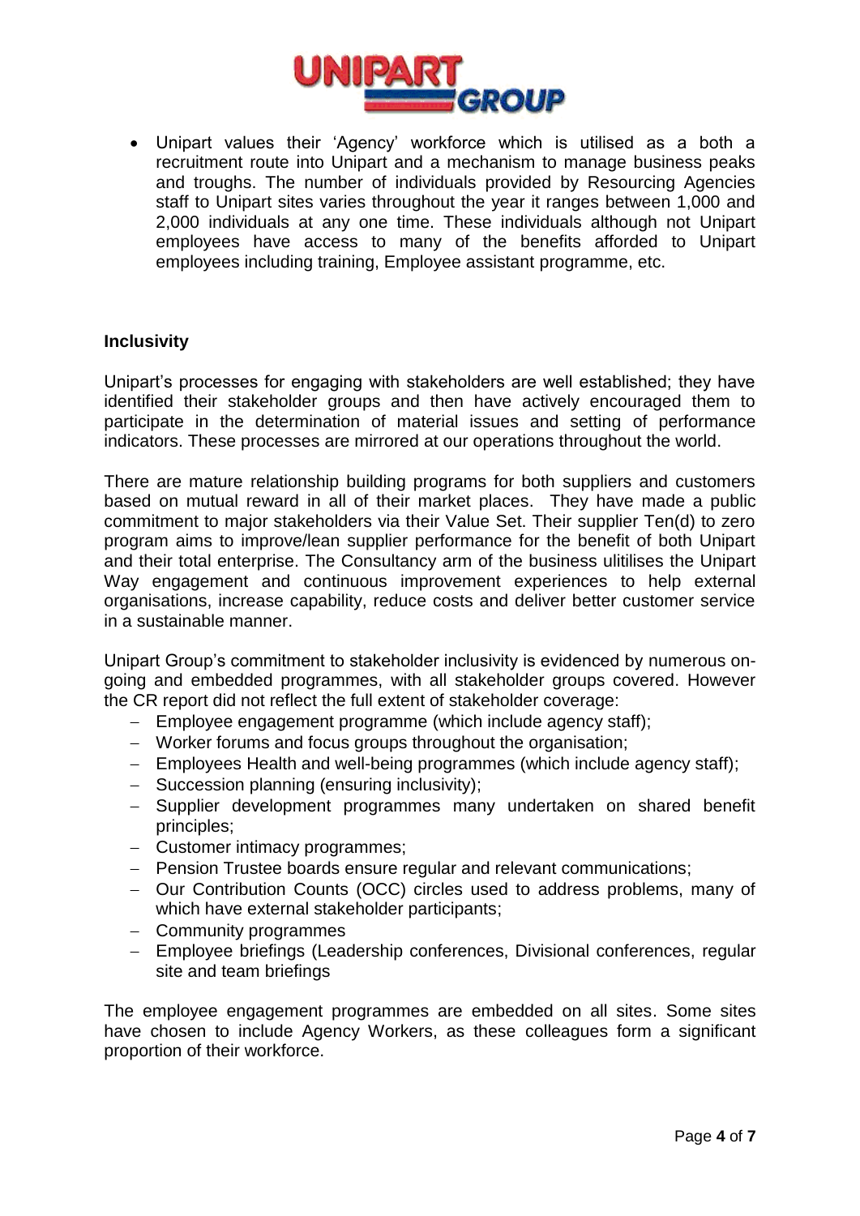- Unipart values their 'Agency' workforce which is utilised as a both a recruitment route into Unipart and a mechanism to manage business peaks and troughs. The number of individuals provided by Resourcing Agencies staff to Unipart sites varies throughout the year it ranges between 1,000 and 2,000 individuals at any one time. These individuals although not Unipart employees have access to many of the benefits afforded to Unipart employees including training, Employee assistant programme, etc.

**Inclusivity**

Unipart's processes for engaging with stakeholders are well established; they have identified their stakeholder groups and then have actively encouraged them to participate in the determination of material issues and setting of performance indicators. These processes are mirrored at our operations throughout the world.

There are mature relationship building programs for both suppliers and customers based on mutual reward in all of their market places. They have made a public commitment to major stakeholders via their Value Set. Their supplier Ten(d) to zero program aims to improve/lean supplier performance for the benefit of both Unipart and their total enterprise. The Consultancy arm of the business ulitilises the Unipart Way engagement and continuous improvement experiences to help external organisations, increase capability, reduce costs and deliver better customer service in a sustainable manner.

Unipart Group's commitment to stakeholder inclusivity is evidenced by numerous on-going and embedded programmes, with all stakeholder groups covered. However the CR report did not reflect the full extent of stakeholder coverage:

- Employee engagement programme (which include agency staff);
- Worker forums and focus groups throughout the organisation;
- Employees Health and well-being programmes (which include agency staff);
- Succession planning (ensuring inclusivity);
- Supplier development programmes many undertaken on shared benefit principles;
- Customer intimacy programmes;
- Pension Trustee boards ensure regular and relevant communications;
- Our Contribution Counts (OCC) circles used to address problems, many of which have external stakeholder participants;
- Community programmes
- Employee briefings (Leadership conferences, Divisional conferences, regular site and team briefings

The employee engagement programmes are embedded on all sites. Some sites have chosen to include Agency Workers, as these colleagues form a significant proportion of their workforce.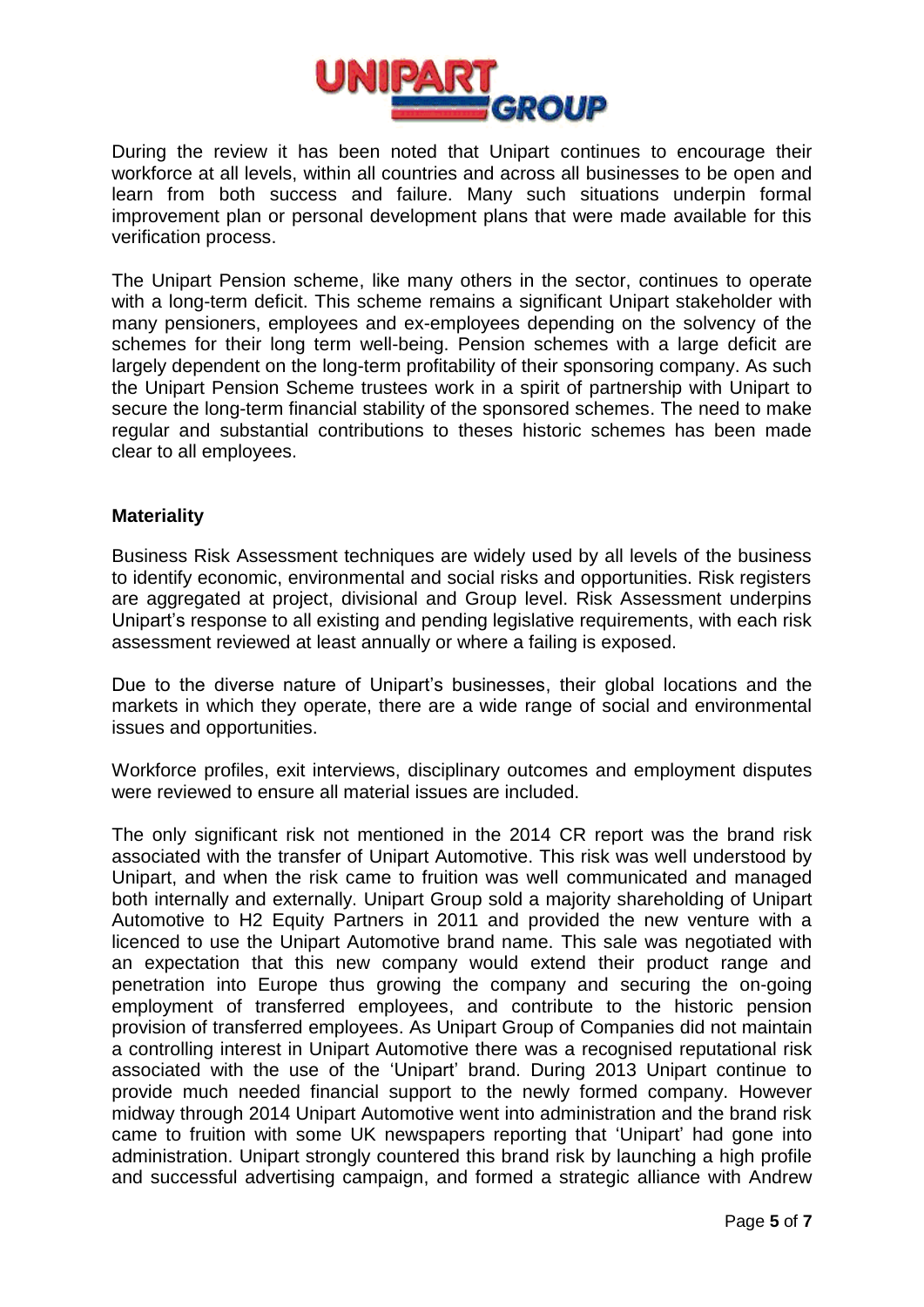During the review it has been noted that Unipart continues to encourage their workforce at all levels, within all countries and across all businesses to be open and learn from both success and failure. Many such situations underpin formal improvement plan or personal development plans that were made available for this verification process.

The Unipart Pension scheme, like many others in the sector, continues to operate with a long-term deficit. This scheme remains a significant Unipart stakeholder with many pensioners, employees and ex-employees depending on the solvency of the schemes for their long term well-being. Pension schemes with a large deficit are largely dependent on the long-term profitability of their sponsoring company. As such the Unipart Pension Scheme trustees work in a spirit of partnership with Unipart to secure the long-term financial stability of the sponsored schemes. The need to make regular and substantial contributions to theses historic schemes has been made clear to all employees.

**Materiality**

Business Risk Assessment techniques are widely used by all levels of the business to identify economic, environmental and social risks and opportunities. Risk registers are aggregated at project, divisional and Group level. Risk Assessment underpins Unipart's response to all existing and pending legislative requirements, with each risk assessment reviewed at least annually or where a failing is exposed.

Due to the diverse nature of Unipart's businesses, their global locations and the markets in which they operate, there are a wide range of social and environmental issues and opportunities.

Workforce profiles, exit interviews, disciplinary outcomes and employment disputes were reviewed to ensure all material issues are included.

The only significant risk not mentioned in the 2014 CR report was the brand risk associated with the transfer of Unipart Automotive. This risk was well understood by Unipart, and when the risk came to fruition was well communicated and managed both internally and externally. Unipart Group sold a majority shareholding of Unipart Automotive to H2 Equity Partners in 2011 and provided the new venture with a licenced to use the Unipart Automotive brand name. This sale was negotiated with an expectation that this new company would extend their product range and penetration into Europe thus growing the company and securing the on-going employment of transferred employees, and contribute to the historic pension provision of transferred employees. As Unipart Group of Companies did not maintain a controlling interest in Unipart Automotive there was a recognised reputational risk associated with the use of the 'Unipart' brand. During 2013 Unipart continue to provide much needed financial support to the newly formed company. However midway through 2014 Unipart Automotive went into administration and the brand risk came to fruition with some UK newspapers reporting that 'Unipart' had gone into administration. Unipart strongly countered this brand risk by launching a high profile and successful advertising campaign, and formed a strategic alliance with Andrew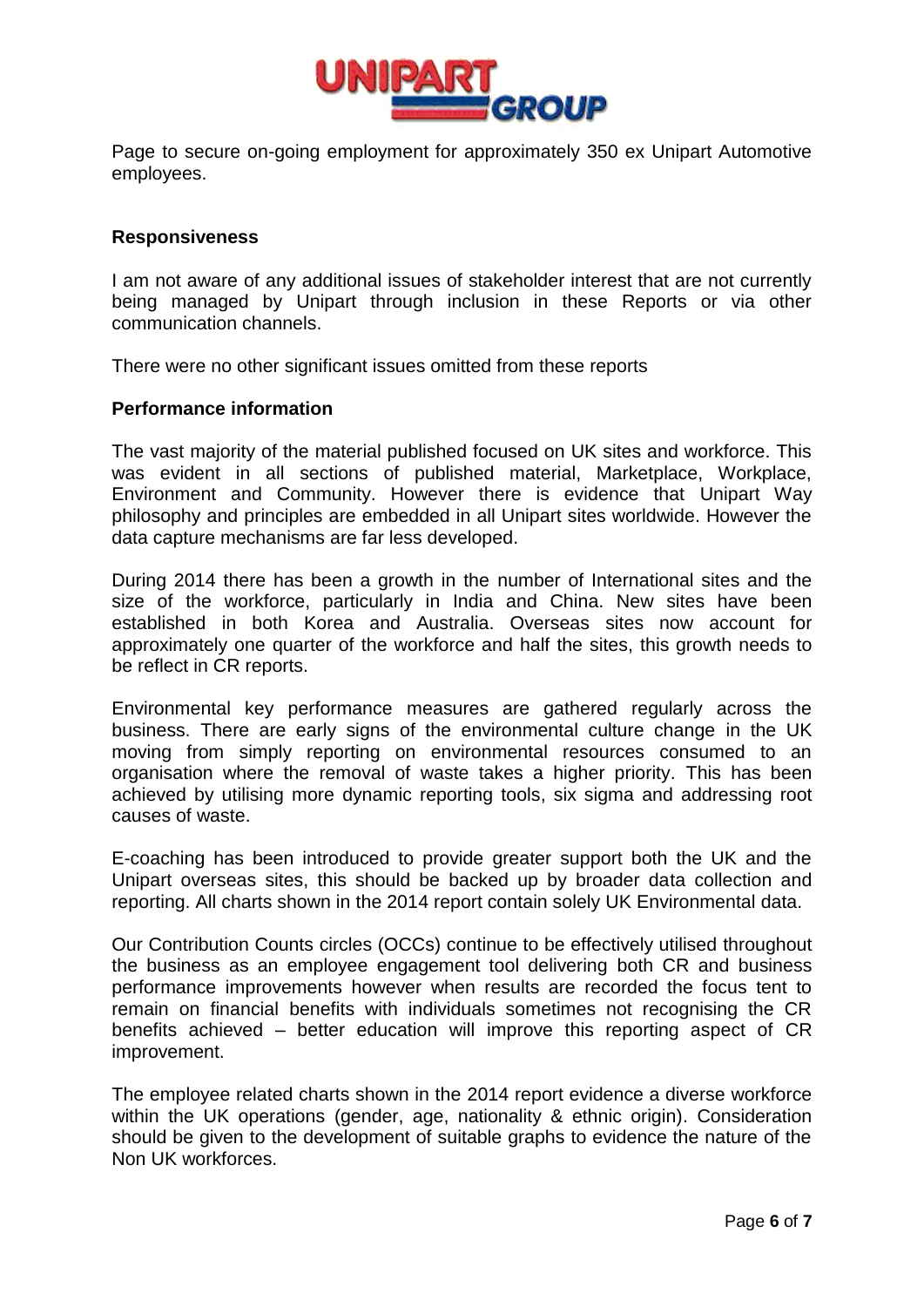Page to secure on-going employment for approximately 350 ex Unipart Automotive employees.

**Responsiveness**

I am not aware of any additional issues of stakeholder interest that are not currently being managed by Unipart through inclusion in these Reports or via other communication channels.

There were no other significant issues omitted from these reports

**Performance information**

The vast majority of the material published focused on UK sites and workforce. This was evident in all sections of published material, Marketplace, Workplace, Environment and Community. However there is evidence that Unipart Way philosophy and principles are embedded in all Unipart sites worldwide. However the data capture mechanisms are far less developed.

During 2014 there has been a growth in the number of International sites and the size of the workforce, particularly in India and China. New sites have been established in both Korea and Australia. Overseas sites now account for approximately one quarter of the workforce and half the sites, this growth needs to be reflect in CR reports.

Environmental key performance measures are gathered regularly across the business. There are early signs of the environmental culture change in the UK moving from simply reporting on environmental resources consumed to an organisation where the removal of waste takes a higher priority. This has been achieved by utilising more dynamic reporting tools, six sigma and addressing root causes of waste.

E-coaching has been introduced to provide greater support both the UK and the Unipart overseas sites, this should be backed up by broader data collection and reporting. All charts shown in the 2014 report contain solely UK Environmental data.

Our Contribution Counts circles (OCCs) continue to be effectively utilised throughout the business as an employee engagement tool delivering both CR and business performance improvements however when results are recorded the focus tent to remain on financial benefits with individuals sometimes not recognising the CR benefits achieved – better education will improve this reporting aspect of CR improvement.

The employee related charts shown in the 2014 report evidence a diverse workforce within the UK operations (gender, age, nationality & ethnic origin). Consideration should be given to the development of suitable graphs to evidence the nature of the Non UK workforces.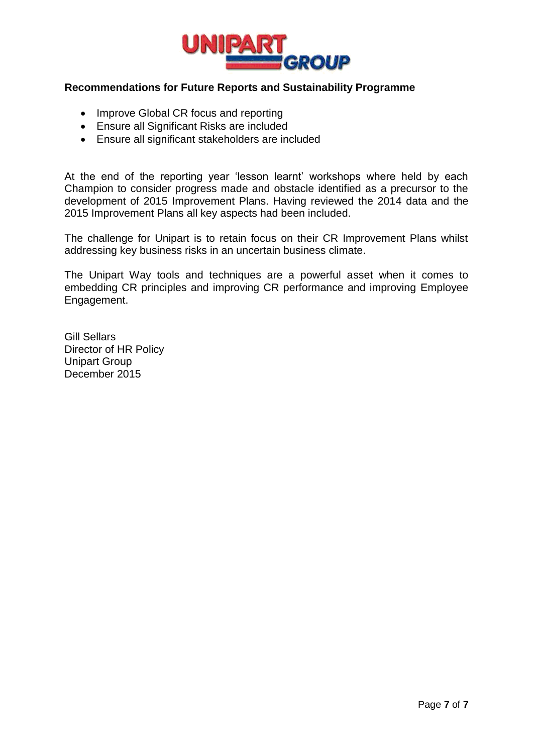**Recommendations for Future Reports and Sustainability Programme**

- Improve Global CR focus and reporting
- Ensure all Significant Risks are included
- Ensure all significant stakeholders are included

At the end of the reporting year 'lesson learnt' workshops where held by each Champion to consider progress made and obstacle identified as a precursor to the development of 2015 Improvement Plans. Having reviewed the 2014 data and the 2015 Improvement Plans all key aspects had been included.

The challenge for Unipart is to retain focus on their CR Improvement Plans whilst addressing key business risks in an uncertain business climate.

The Unipart Way tools and techniques are a powerful asset when it comes to embedding CR principles and improving CR performance and improving Employee Engagement.

Gill Sellars
Director of HR Policy
Unipart Group
December 2015